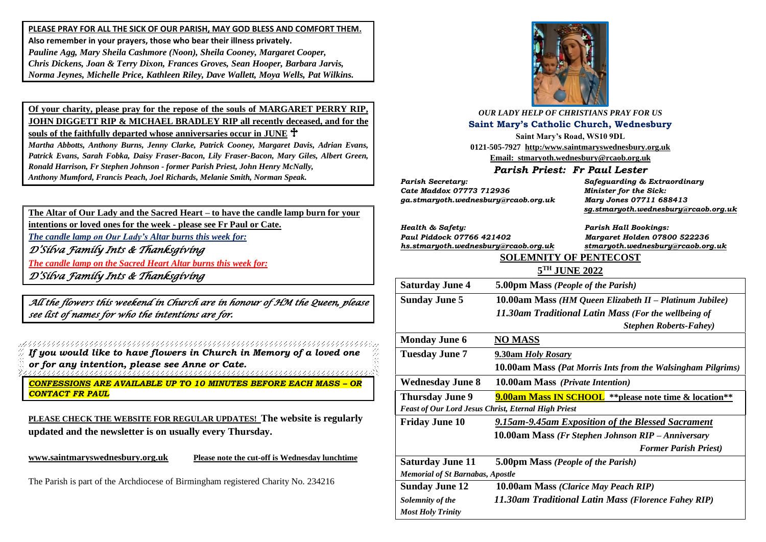**PLEASE PRAY FOR ALL THE SICK OF OUR PARISH, MAY GOD BLESS AND COMFORT THEM.**

**Also remember in your prayers, those who bear their illness privately.**

*Pauline Agg, Mary Sheila Cashmore (Noon), Sheila Cooney, Margaret Cooper, Chris Dickens, Joan & Terry Dixon, Frances Groves, Sean Hooper, Barbara Jarvis, Norma Jeynes, Michelle Price, Kathleen Riley, Dave Wallett, Moya Wells, Pat Wilkins.*

**Of your charity, please pray for the repose of the souls of MARGARET PERRY RIP, JOHN DIGGETT RIP & MICHAEL BRADLEY RIP all recently deceased, and for the souls of the faithfully departed whose anniversaries occur in JUNE** ☩

*Martha Abbotts, Anthony Burns, Jenny Clarke, Patrick Cooney, Margaret Davis, Adrian Evans, Patrick Evans, Sarah Fobka, Daisy Fraser-Bacon, Lily Fraser-Bacon, Mary Giles, Albert Green, Ronald Harrison, Fr Stephen Johnson - former Parish Priest, John Henry McNally, Anthony Mumford, Francis Peach, Joel Richards, Melanie Smith, Norman Speak.*

**The Altar of Our Lady and the Sacred Heart – to have the candle lamp burn for your intentions or loved ones for the week - please see Fr Paul or Cate.**

*The candle lamp on Our Lady's Altar burns this week for:*

*D'Silva Family Ints & Thanksgiving*

*The candle lamp on the Sacred Heart Altar burns this week for:*

*D'Silva Family Ints & Thanksgiving*

*All the flowers this weekend in Church are in honour of HM the Queen, please see list of names for who the intentions are for.*

***If you would like to have flowers in Church in Memory of a loved one or for any intention, please see Anne or Cate.***

***CONFESSIONS ARE AVAILABLE UP TO 10 MINUTES BEFORE EACH MASS – OR CONTACT FR PAUL***

**PLEASE CHECK THE WEBSITE FOR REGULAR UPDATES! The website is regularly updated and the newsletter is on usually every Thursday.**

**www.saintmaryswednesbury.org.uk** **Please note the cut-off is Wednesday lunchtime**

The Parish is part of the Archdiocese of Birmingham registered Charity No. 234216

*OUR LADY HELP OF CHRISTIANS PRAY FOR US*

# Saint Mary's Catholic Church, Wednesbury

**Saint Mary's Road, WS10 9DL**

**0121-505-7927 http:/www.saintmaryswednesbury.org.uk**

**Email: stmaryoth.wednesbury@rcaob.org.uk**

## *Parish Priest: Fr Paul Lester*

*Parish Secretary:*
*Cate Maddox 07773 712936*
*ga.stmaryoth.wednesbury@rcaob.org.uk*

*Safeguarding & Extraordinary Minister for the Sick:*
*Mary Jones 07711 688413*
*sg.stmaryoth.wednesbury@rcaob.org.uk*

*Health & Safety:*
*Paul Piddock 07766 421402*
*hs.stmaryoth.wednesbury@rcaob.org.uk*

*Parish Hall Bookings:*
*Margaret Holden 07800 522236*
*stmaryoth.wednesbury@rcaob.org.uk*

**SOLEMNITY OF PENTECOST**

**5TH JUNE 2022**

| | |
|---|---|
| **Saturday June 4** | **5.00pm Mass** *(People of the Parish)* |
| **Sunday June 5** | **10.00am Mass** *(HM Queen Elizabeth II – Platinum Jubilee)* |
| | *11.30am Traditional Latin Mass (For the wellbeing of Stephen Roberts-Fahey)* |
| **Monday June 6** | **NO MASS** |
| **Tuesday June 7** | **9.30am** ***Holy Rosary*** |
| | **10.00am Mass** *(Pat Morris Ints from the Walsingham Pilgrims)* |
| **Wednesday June 8** | **10.00am Mass** *(Private Intention)* |
| **Thursday June 9** | **9.00am Mass IN SCHOOL \*\*please note time & location\*\*** |
| *Feast of Our Lord Jesus Christ, Eternal High Priest* | |
| **Friday June 10** | *9.15am-9.45am Exposition of the Blessed Sacrament* |
| | **10.00am Mass** *(Fr Stephen Johnson RIP – Anniversary Former Parish Priest)* |
| **Saturday June 11** | **5.00pm Mass** *(People of the Parish)* |
| *Memorial of St Barnabas, Apostle* | |
| **Sunday June 12** | **10.00am Mass** *(Clarice May Peach RIP)* |
| *Solemnity of the Most Holy Trinity* | *11.30am Traditional Latin Mass (Florence Fahey RIP)* |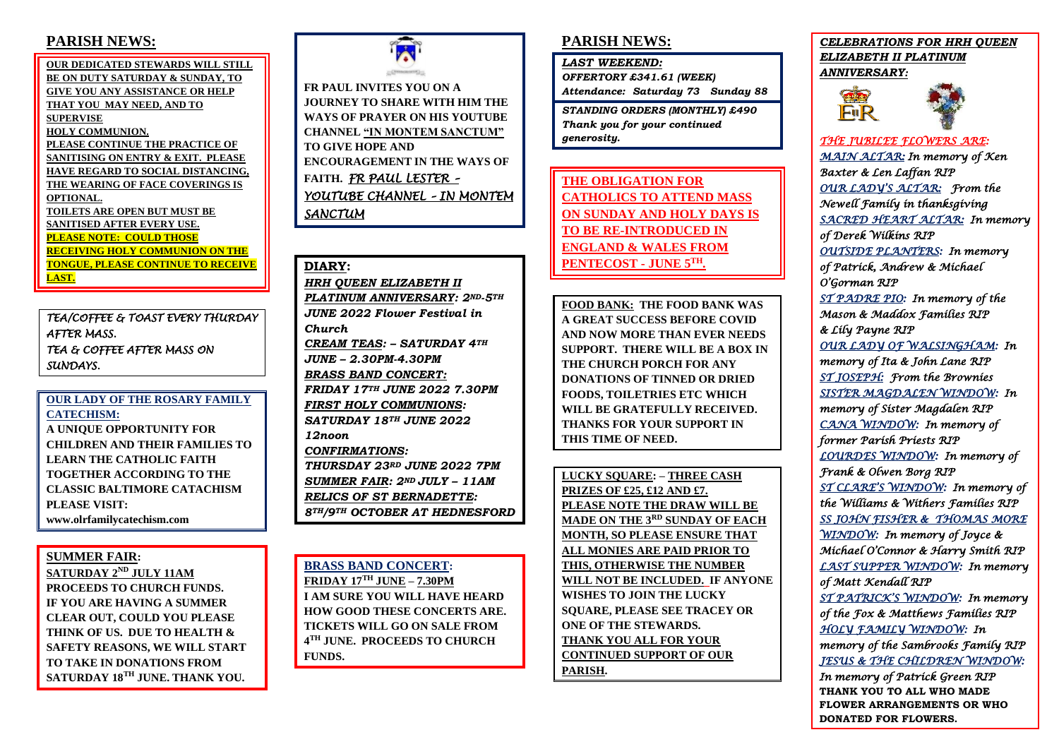## PARISH NEWS:

**OUR DEDICATED STEWARDS WILL STILL BE ON DUTY SATURDAY & SUNDAY, TO GIVE YOU ANY ASSISTANCE OR HELP THAT YOU MAY NEED, AND TO SUPERVISE HOLY COMMUNION.**
**PLEASE CONTINUE THE PRACTICE OF SANITISING ON ENTRY & EXIT. PLEASE HAVE REGARD TO SOCIAL DISTANCING, THE WEARING OF FACE COVERINGS IS OPTIONAL.**
**TOILETS ARE OPEN BUT MUST BE SANITISED AFTER EVERY USE.**
**PLEASE NOTE: COULD THOSE RECEIVING HOLY COMMUNION ON THE TONGUE, PLEASE CONTINUE TO RECEIVE LAST.**

*TEA/COFFEE & TOAST EVERY THURDAY AFTER MASS.*
*TEA & COFFEE AFTER MASS ON SUNDAYS.*

**OUR LADY OF THE ROSARY FAMILY CATECHISM:**
**A UNIQUE OPPORTUNITY FOR CHILDREN AND THEIR FAMILIES TO LEARN THE CATHOLIC FAITH TOGETHER ACCORDING TO THE CLASSIC BALTIMORE CATACHISM PLEASE VISIT:**
**www.olrfamilycatechism.com**

**SUMMER FAIR:**
**SATURDAY 2ND JULY 11AM**
**PROCEEDS TO CHURCH FUNDS. IF YOU ARE HAVING A SUMMER CLEAR OUT, COULD YOU PLEASE THINK OF US. DUE TO HEALTH & SAFETY REASONS, WE WILL START TO TAKE IN DONATIONS FROM SATURDAY 18TH JUNE. THANK YOU.**

**FR PAUL INVITES YOU ON A JOURNEY TO SHARE WITH HIM THE WAYS OF PRAYER ON HIS YOUTUBE CHANNEL "IN MONTEM SANCTUM" TO GIVE HOPE AND ENCOURAGEMENT IN THE WAYS OF FAITH.** *FR PAUL LESTER – YOUTUBE CHANNEL – IN MONTEM SANCTUM*

**DIARY:**
***HRH QUEEN ELIZABETH II PLATINUM ANNIVERSARY:*** ***2ND-5TH JUNE 2022 Flower Festival in Church***
***CREAM TEAS:*** ***– SATURDAY 4TH JUNE – 2.30PM-4.30PM***
***BRASS BAND CONCERT:*** ***FRIDAY 17TH JUNE 2022 7.30PM***
***FIRST HOLY COMMUNIONS:*** ***SATURDAY 18TH JUNE 2022 12noon***
***CONFIRMATIONS:*** ***THURSDAY 23RD JUNE 2022 7PM***
***SUMMER FAIR:*** ***2ND JULY – 11AM***
***RELICS OF ST BERNADETTE:*** ***8TH/9TH OCTOBER AT HEDNESFORD***

**BRASS BAND CONCERT:**
**FRIDAY 17TH JUNE – 7.30PM**
**I AM SURE YOU WILL HAVE HEARD HOW GOOD THESE CONCERTS ARE. TICKETS WILL GO ON SALE FROM 4TH JUNE. PROCEEDS TO CHURCH FUNDS.**

## PARISH NEWS:

***LAST WEEKEND:***
***OFFERTORY £341.61 (WEEK)***
***Attendance: Saturday 73 Sunday 88***

***STANDING ORDERS (MONTHLY) £490***
***Thank you for your continued generosity.***

**THE OBLIGATION FOR CATHOLICS TO ATTEND MASS ON SUNDAY AND HOLY DAYS IS TO BE RE-INTRODUCED IN ENGLAND & WALES FROM PENTECOST - JUNE 5TH.**

**FOOD BANK: THE FOOD BANK WAS A GREAT SUCCESS BEFORE COVID AND NOW MORE THAN EVER NEEDS SUPPORT. THERE WILL BE A BOX IN THE CHURCH PORCH FOR ANY DONATIONS OF TINNED OR DRIED FOODS, TOILETRIES ETC WHICH WILL BE GRATEFULLY RECEIVED. THANKS FOR YOUR SUPPORT IN THIS TIME OF NEED.**

**LUCKY SQUARE: – THREE CASH PRIZES OF £25, £12 AND £7.**
**PLEASE NOTE THE DRAW WILL BE MADE ON THE 3RD SUNDAY OF EACH MONTH, SO PLEASE ENSURE THAT ALL MONIES ARE PAID PRIOR TO THIS, OTHERWISE THE NUMBER WILL NOT BE INCLUDED. IF ANYONE WISHES TO JOIN THE LUCKY SQUARE, PLEASE SEE TRACEY OR ONE OF THE STEWARDS.**
**THANK YOU ALL FOR YOUR CONTINUED SUPPORT OF OUR PARISH.**

***CELEBRATIONS FOR HRH QUEEN ELIZABETH II PLATINUM ANNIVERSARY:***

*THE JUBILEE FLOWERS ARE:*
*MAIN ALTAR: In memory of Ken Baxter & Len Laffan RIP*
*OUR LADY'S ALTAR: From the Newell Family in thanksgiving*
*SACRED HEART ALTAR: In memory of Derek Wilkins RIP*
*OUTSIDE PLANTERS: In memory of Patrick, Andrew & Michael O'Gorman RIP*
*ST PADRE PIO: In memory of the Mason & Maddox Families RIP & Lily Payne RIP*
*OUR LADY OF WALSINGHAM: In memory of Ita & John Lane RIP*
*ST JOSEPH: From the Brownies*
*SISTER MAGDALEN WINDOW: In memory of Sister Magdalen RIP*
*CANA WINDOW: In memory of former Parish Priests RIP*
*LOURDES WINDOW: In memory of Frank & Olwen Borg RIP*
*ST CLARE'S WINDOW: In memory of the Williams & Withers Families RIP*
*SS JOHN FISHER & THOMAS MORE WINDOW: In memory of Joyce & Michael O'Connor & Harry Smith RIP*
*LAST SUPPER WINDOW: In memory of Matt Kendall RIP*
*ST PATRICK'S WINDOW: In memory of the Fox & Matthews Families RIP*
*HOLY FAMILY WINDOW: In memory of the Sambrooks Family RIP*
*JESUS & THE CHILDREN WINDOW: In memory of Patrick Green RIP*
**THANK YOU TO ALL WHO MADE FLOWER ARRANGEMENTS OR WHO DONATED FOR FLOWERS.**